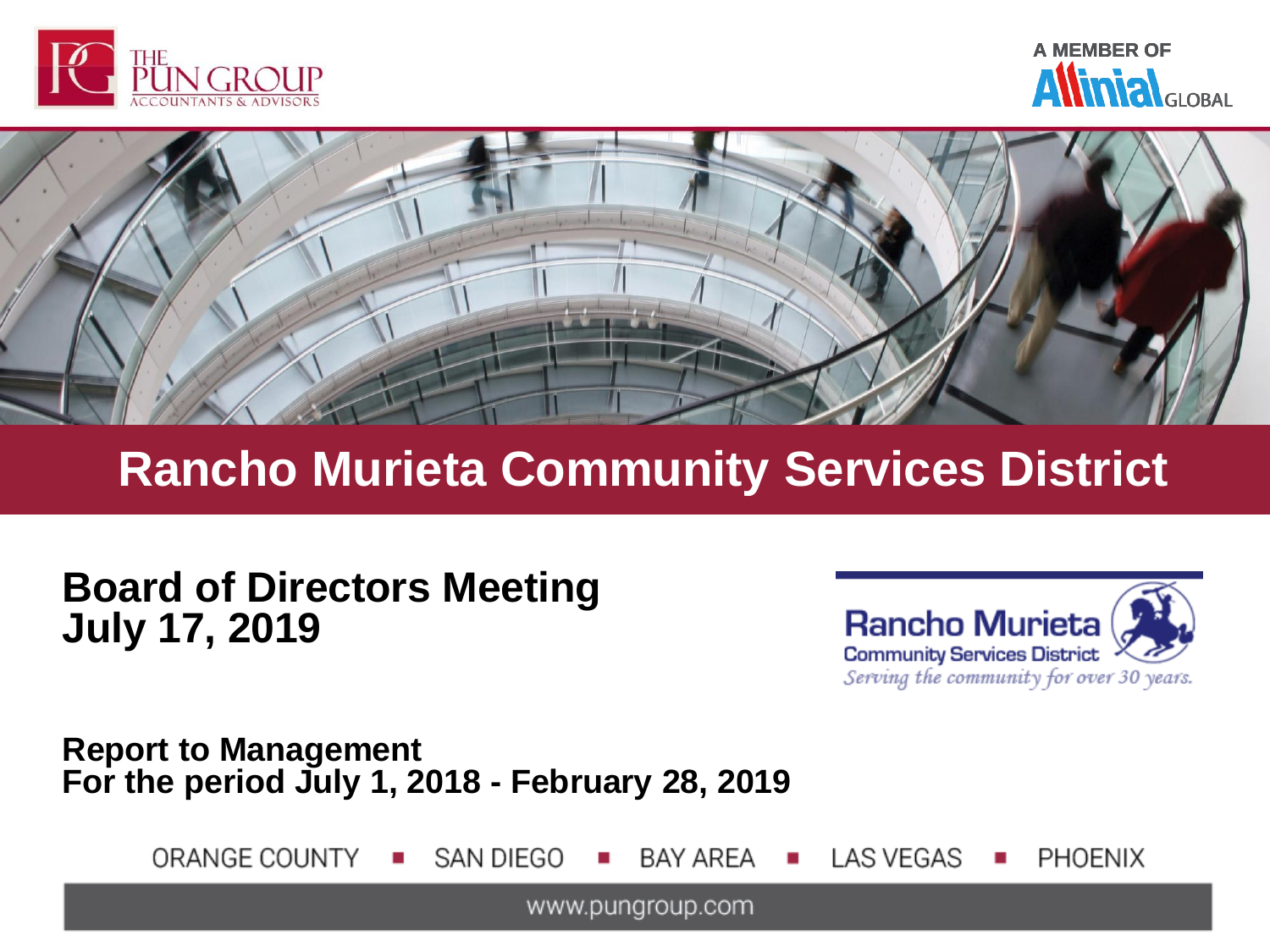THE PUN GROUP
ACCOUNTANTS & ADVISORS

A MEMBER OF Allinial GLOBAL

# Rancho Murieta Community Services District

## Board of Directors Meeting
## July 17, 2019

Rancho Murieta
Community Services District
*Serving the community for over 30 years.*

### Report to Management
### For the period July 1, 2018 - February 28, 2019

ORANGE COUNTY ▪ SAN DIEGO ▪ BAY AREA ▪ LAS VEGAS ▪ PHOENIX

www.pungroup.com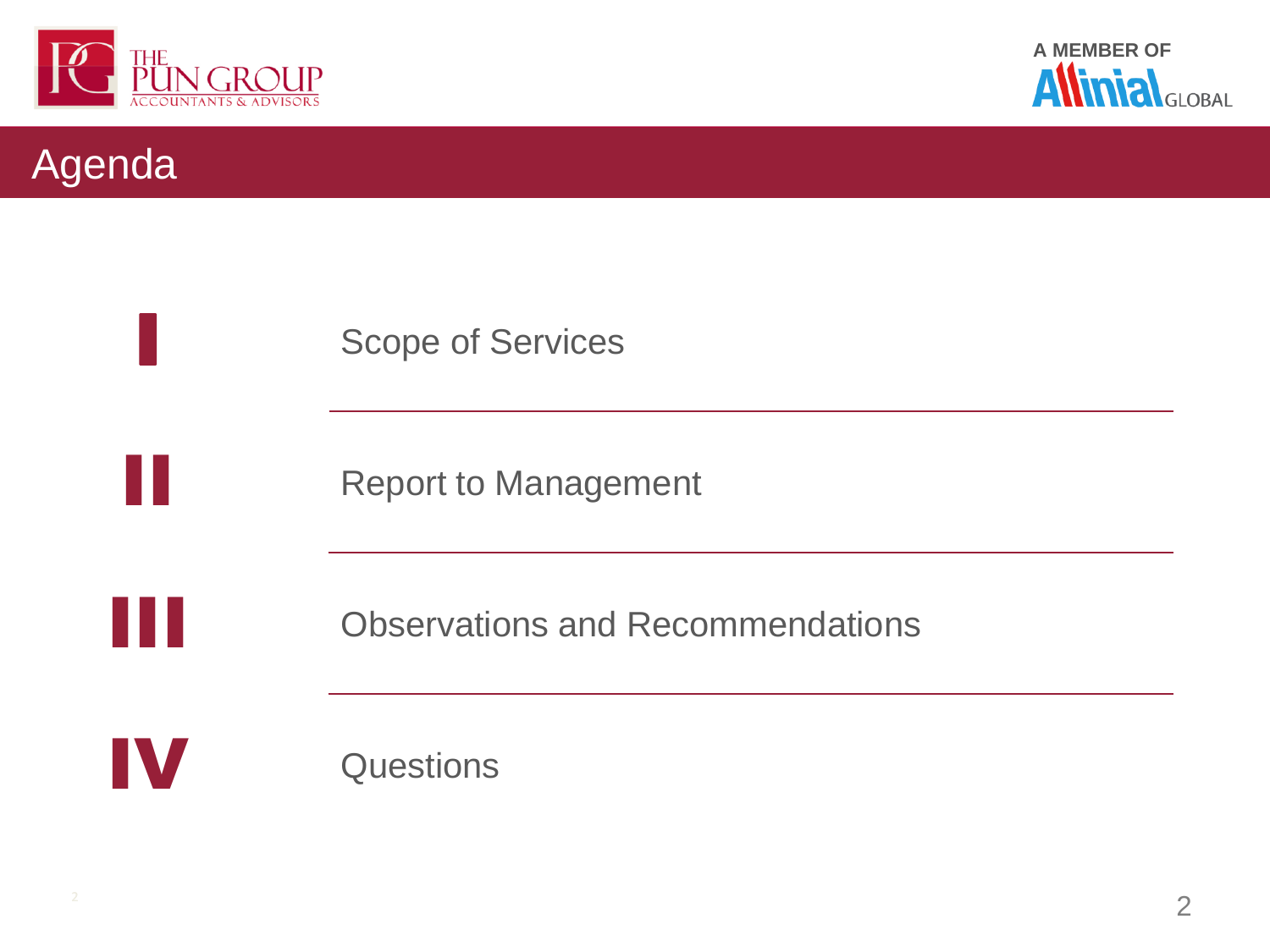# Agenda

I. Scope of Services

II. Report to Management

III. Observations and Recommendations

IV. Questions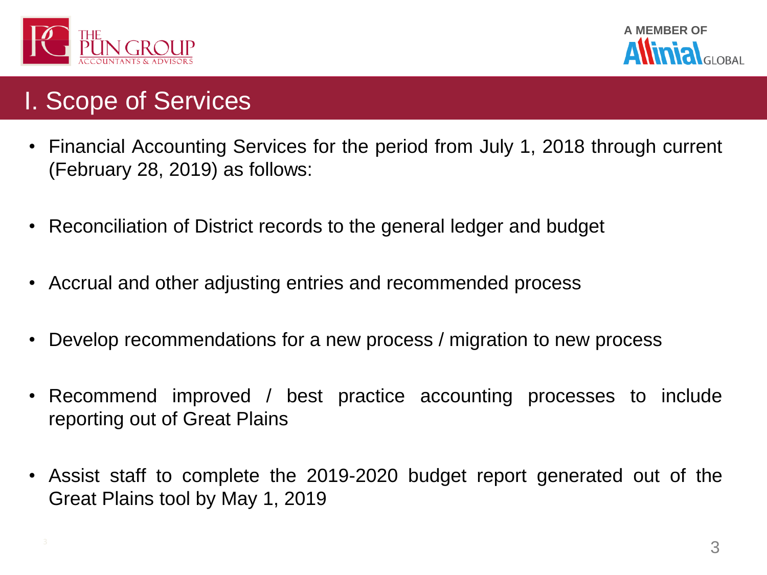# I. Scope of Services

- Financial Accounting Services for the period from July 1, 2018 through current (February 28, 2019) as follows:
- Reconciliation of District records to the general ledger and budget
- Accrual and other adjusting entries and recommended process
- Develop recommendations for a new process / migration to new process
- Recommend improved / best practice accounting processes to include reporting out of Great Plains
- Assist staff to complete the 2019-2020 budget report generated out of the Great Plains tool by May 1, 2019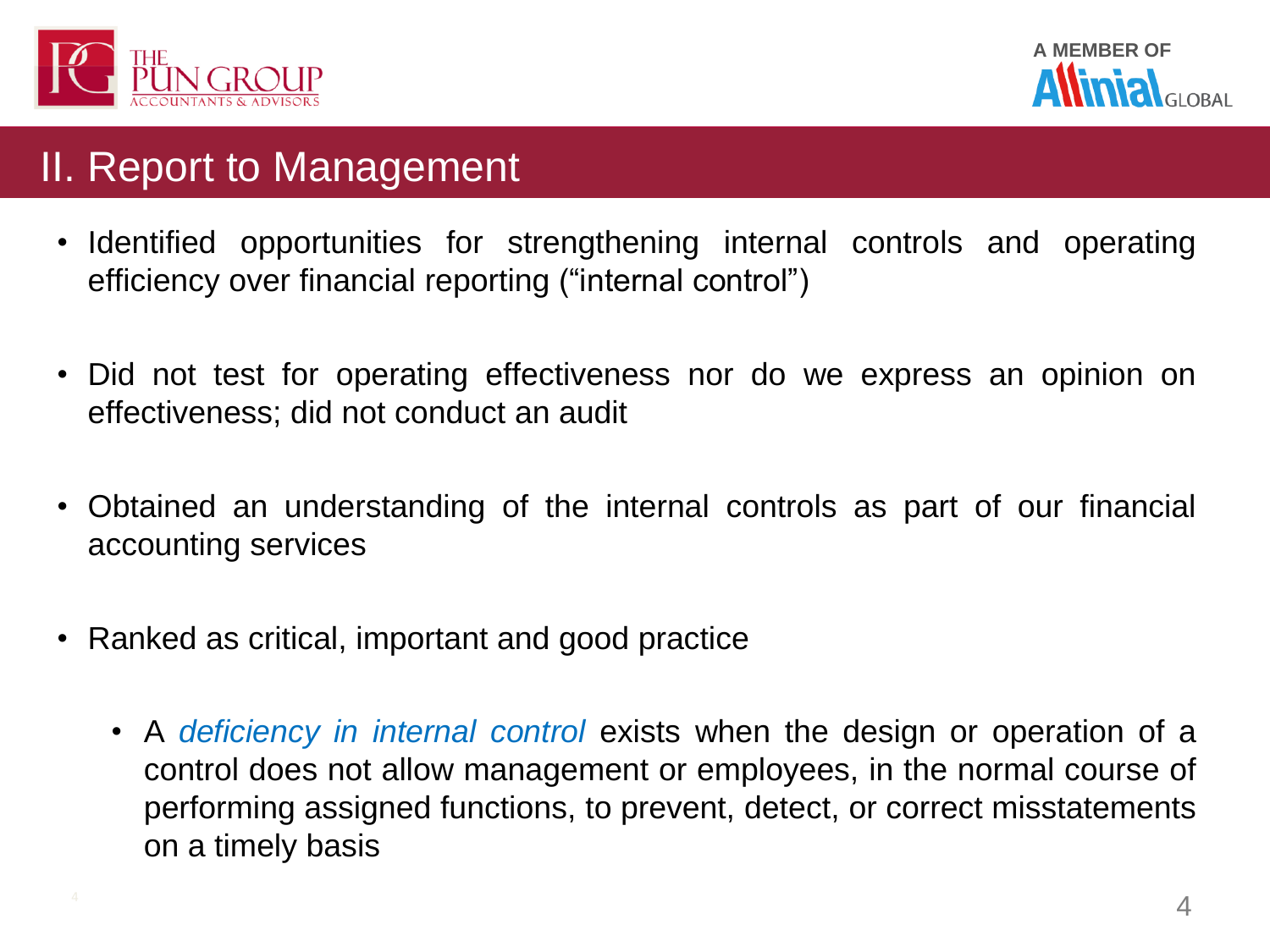## II. Report to Management

- Identified opportunities for strengthening internal controls and operating efficiency over financial reporting (“internal control”)
- Did not test for operating effectiveness nor do we express an opinion on effectiveness; did not conduct an audit
- Obtained an understanding of the internal controls as part of our financial accounting services
- Ranked as critical, important and good practice
  - A *deficiency in internal control* exists when the design or operation of a control does not allow management or employees, in the normal course of performing assigned functions, to prevent, detect, or correct misstatements on a timely basis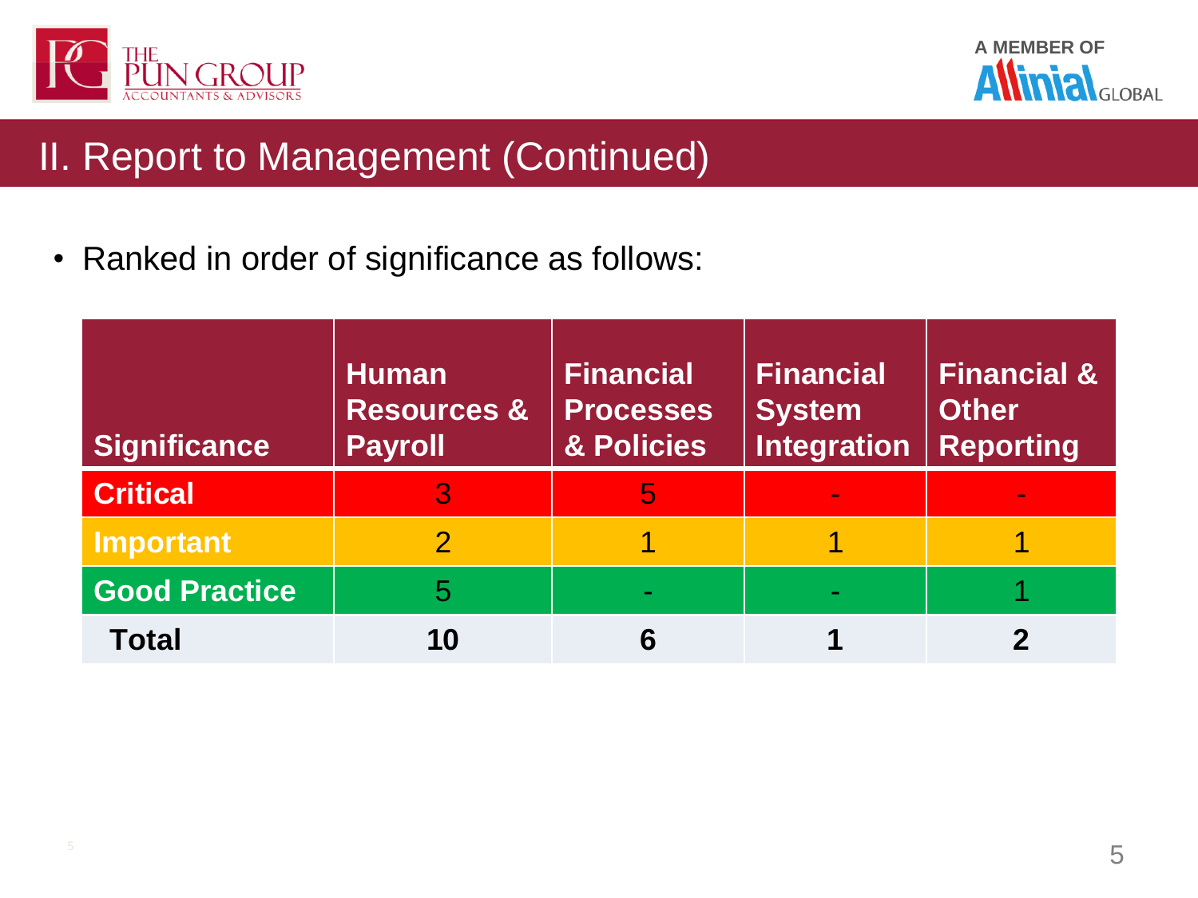## II. Report to Management (Continued)

- Ranked in order of significance as follows:

| Significance | Human Resources & Payroll | Financial Processes & Policies | Financial System Integration | Financial & Other Reporting |
|---|---|---|---|---|
| Critical | 3 | 5 | - | - |
| Important | 2 | 1 | 1 | 1 |
| Good Practice | 5 | - | - | 1 |
| **Total** | **10** | **6** | **1** | **2** |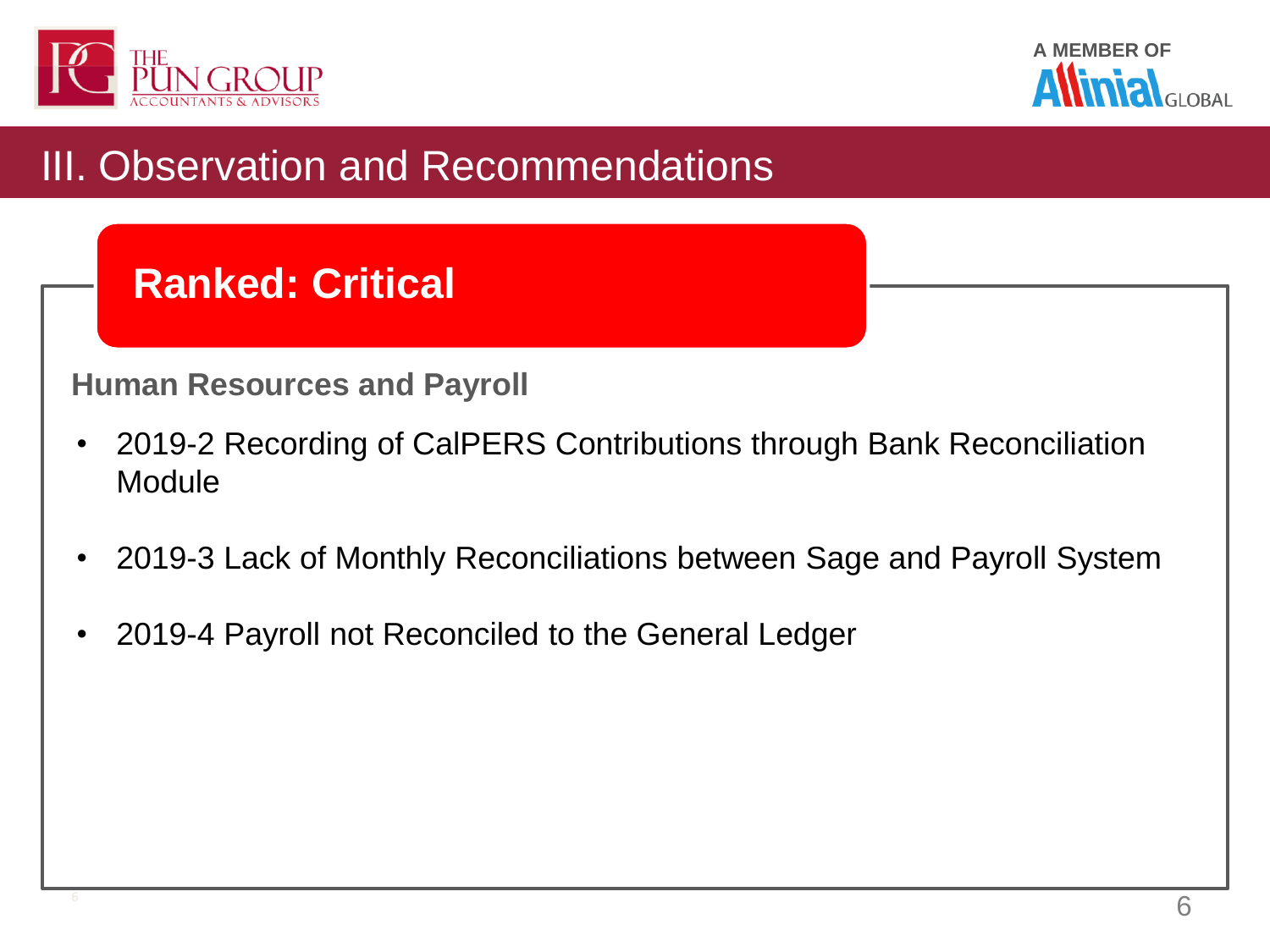# III. Observation and Recommendations

## Ranked: Critical

### Human Resources and Payroll

- 2019-2 Recording of CalPERS Contributions through Bank Reconciliation Module
- 2019-3 Lack of Monthly Reconciliations between Sage and Payroll System
- 2019-4 Payroll not Reconciled to the General Ledger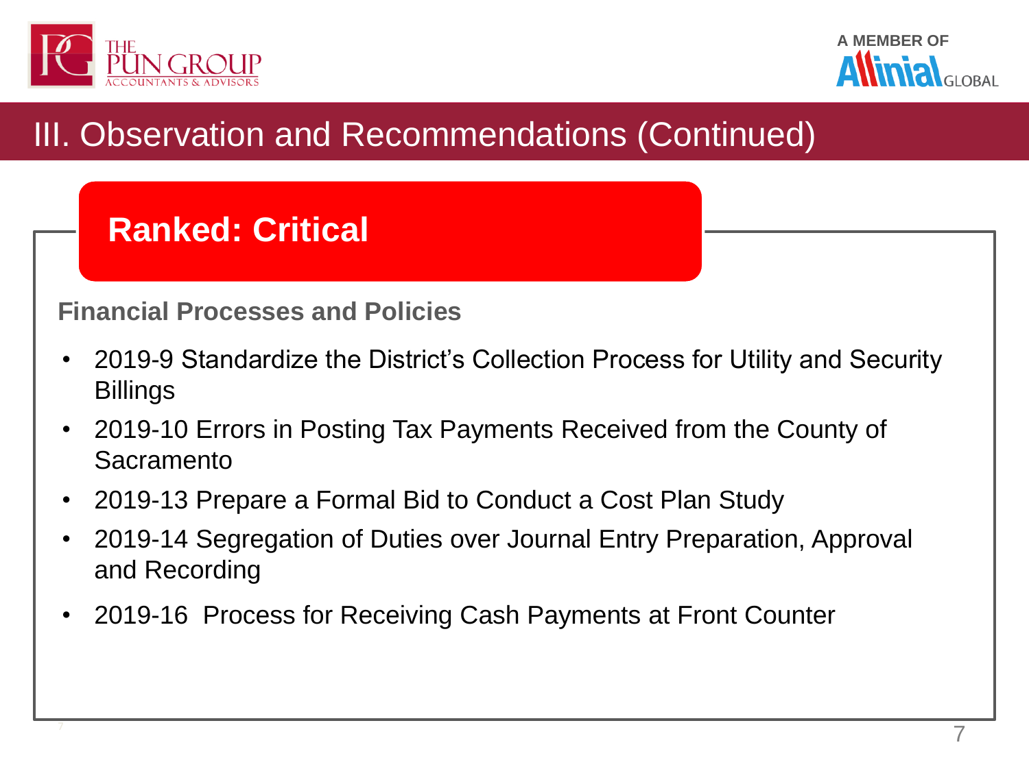# III. Observation and Recommendations (Continued)

## Ranked: Critical

### Financial Processes and Policies

- 2019-9 Standardize the District's Collection Process for Utility and Security Billings
- 2019-10 Errors in Posting Tax Payments Received from the County of Sacramento
- 2019-13 Prepare a Formal Bid to Conduct a Cost Plan Study
- 2019-14 Segregation of Duties over Journal Entry Preparation, Approval and Recording
- 2019-16 Process for Receiving Cash Payments at Front Counter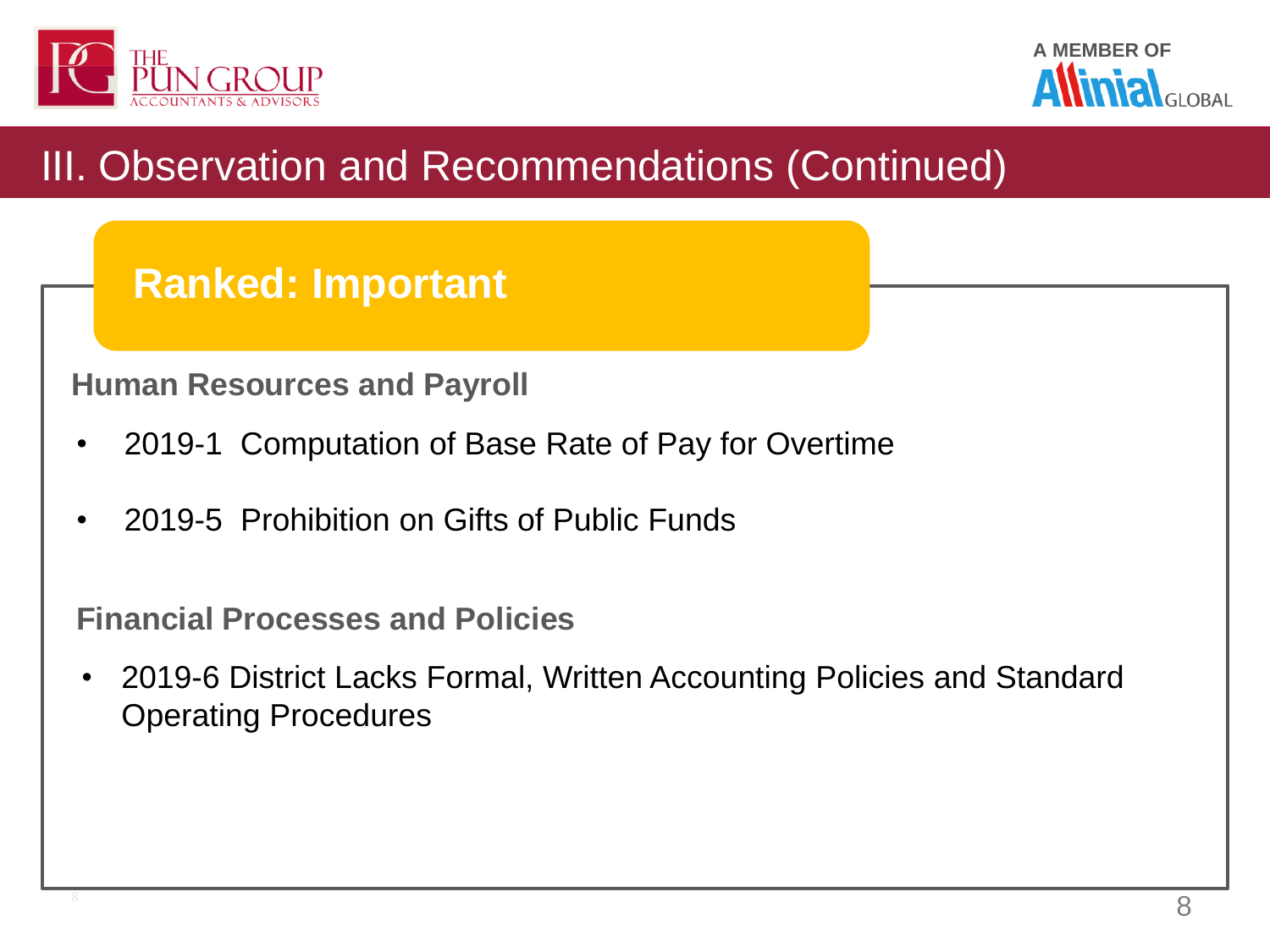# III. Observation and Recommendations (Continued)

## Ranked: Important

### Human Resources and Payroll

- 2019-1 Computation of Base Rate of Pay for Overtime
- 2019-5 Prohibition on Gifts of Public Funds

### Financial Processes and Policies

- 2019-6 District Lacks Formal, Written Accounting Policies and Standard Operating Procedures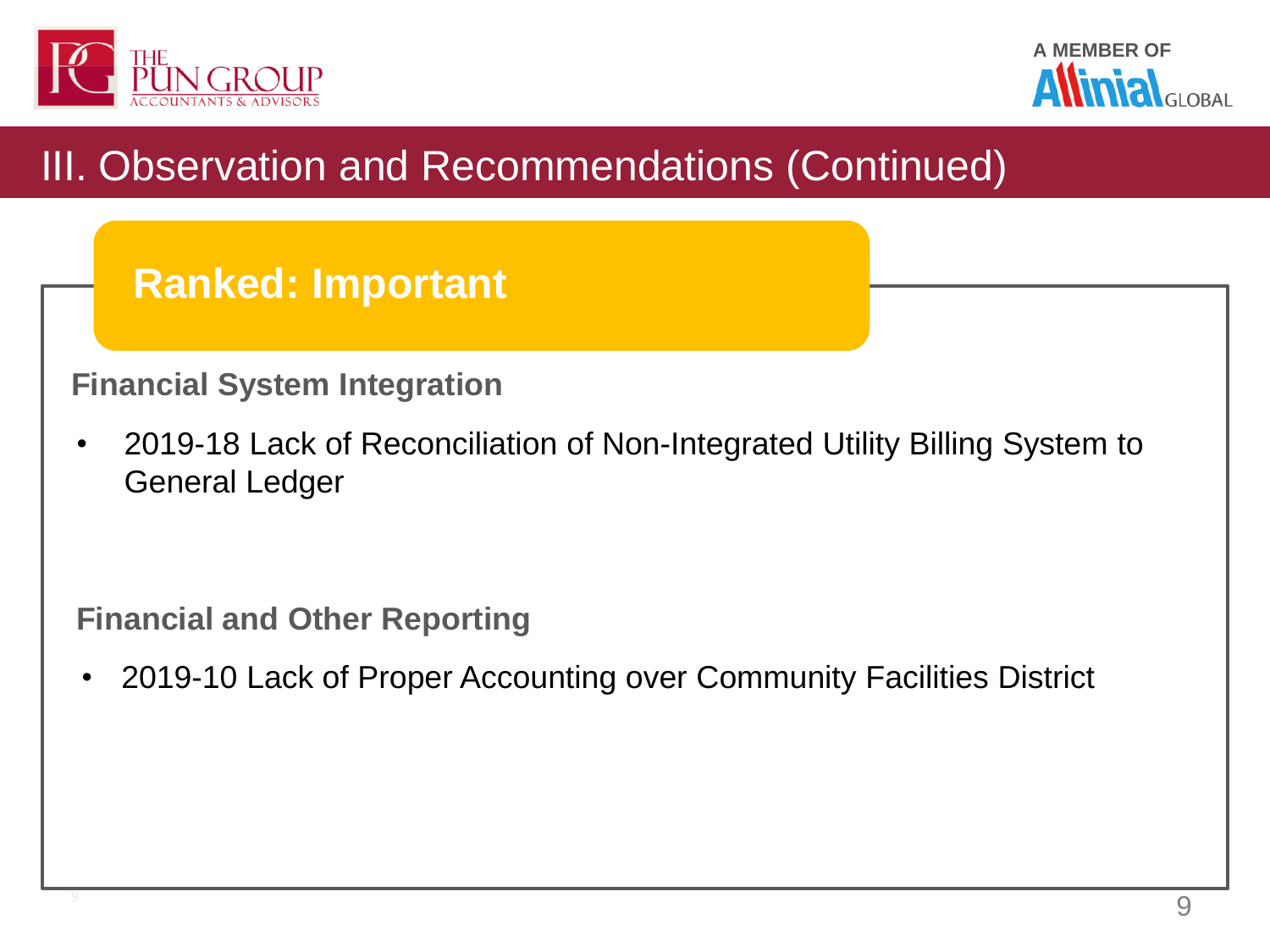# III. Observation and Recommendations (Continued)

## Ranked: Important

### Financial System Integration

- 2019-18 Lack of Reconciliation of Non-Integrated Utility Billing System to General Ledger

### Financial and Other Reporting

- 2019-10 Lack of Proper Accounting over Community Facilities District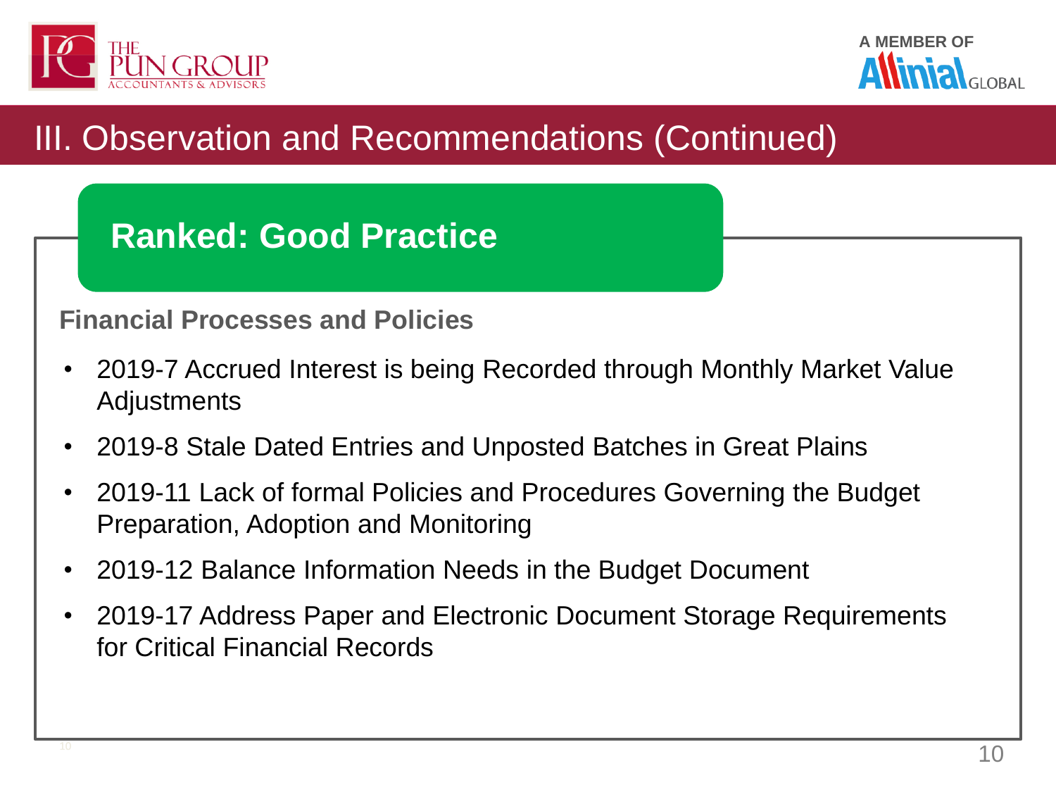# III. Observation and Recommendations (Continued)

## Ranked: Good Practice

### Financial Processes and Policies

- 2019-7 Accrued Interest is being Recorded through Monthly Market Value Adjustments
- 2019-8 Stale Dated Entries and Unposted Batches in Great Plains
- 2019-11 Lack of formal Policies and Procedures Governing the Budget Preparation, Adoption and Monitoring
- 2019-12 Balance Information Needs in the Budget Document
- 2019-17 Address Paper and Electronic Document Storage Requirements for Critical Financial Records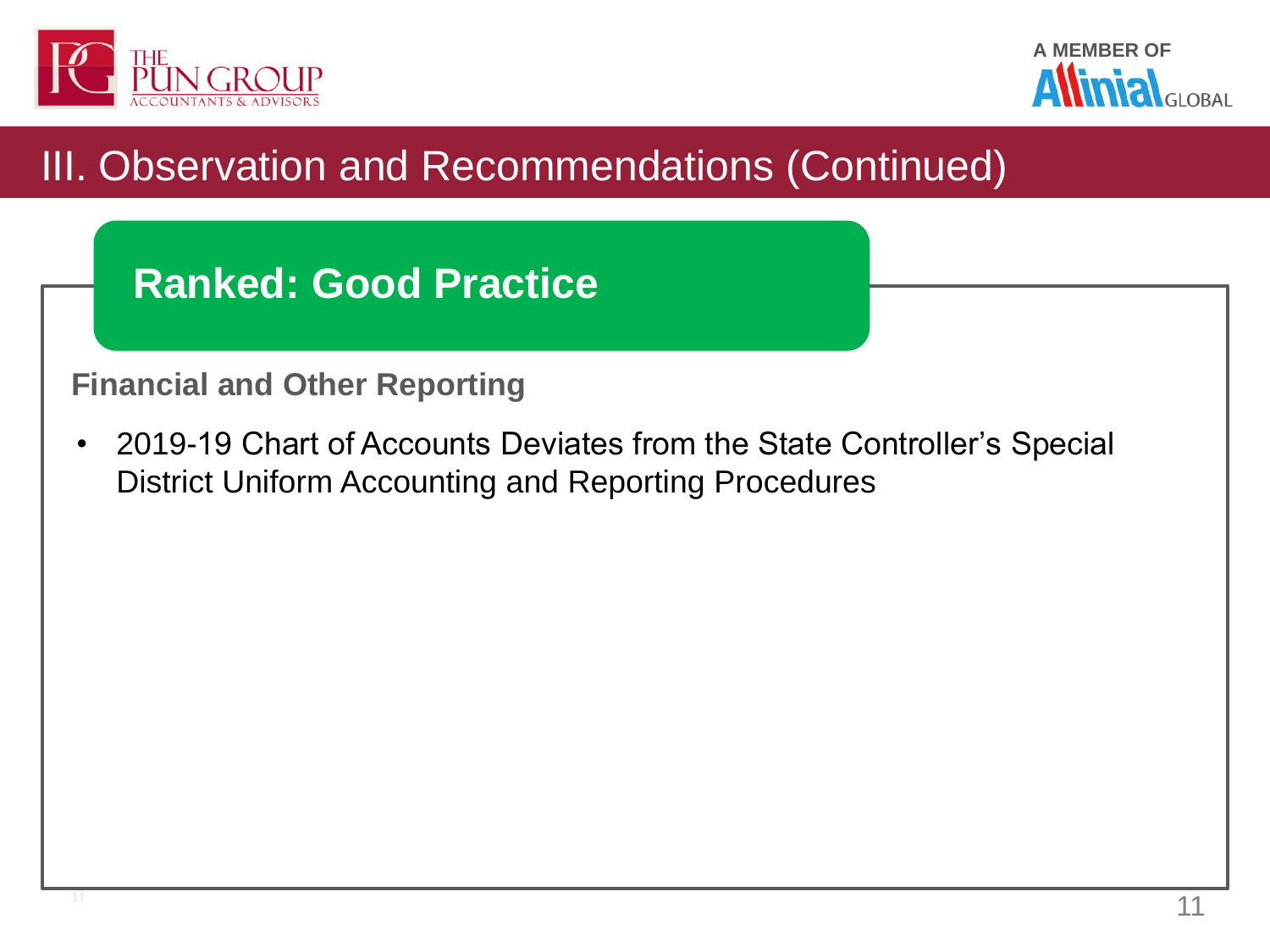# III. Observation and Recommendations (Continued)

## Ranked: Good Practice

### Financial and Other Reporting

- 2019-19 Chart of Accounts Deviates from the State Controller's Special District Uniform Accounting and Reporting Procedures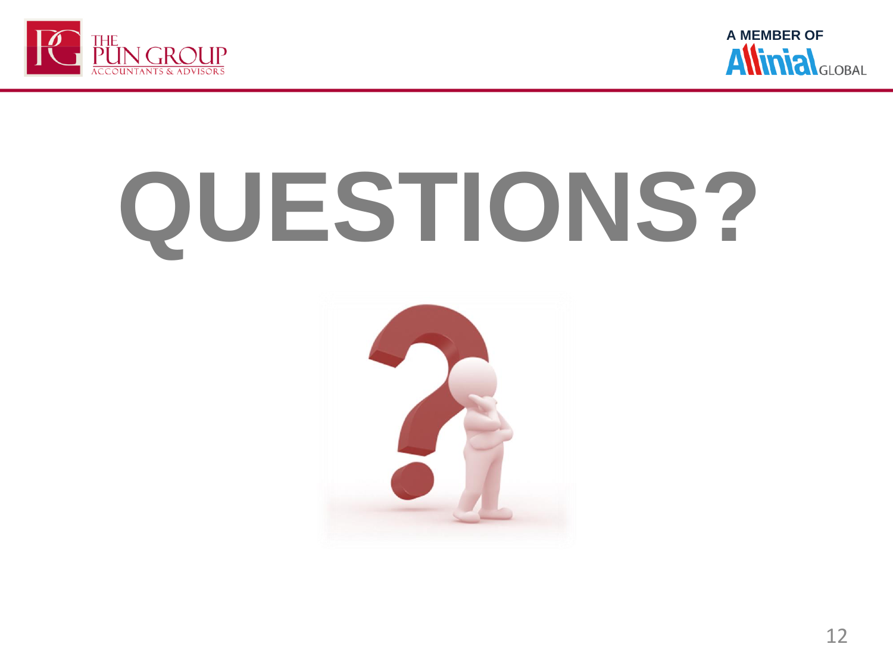# QUESTIONS?